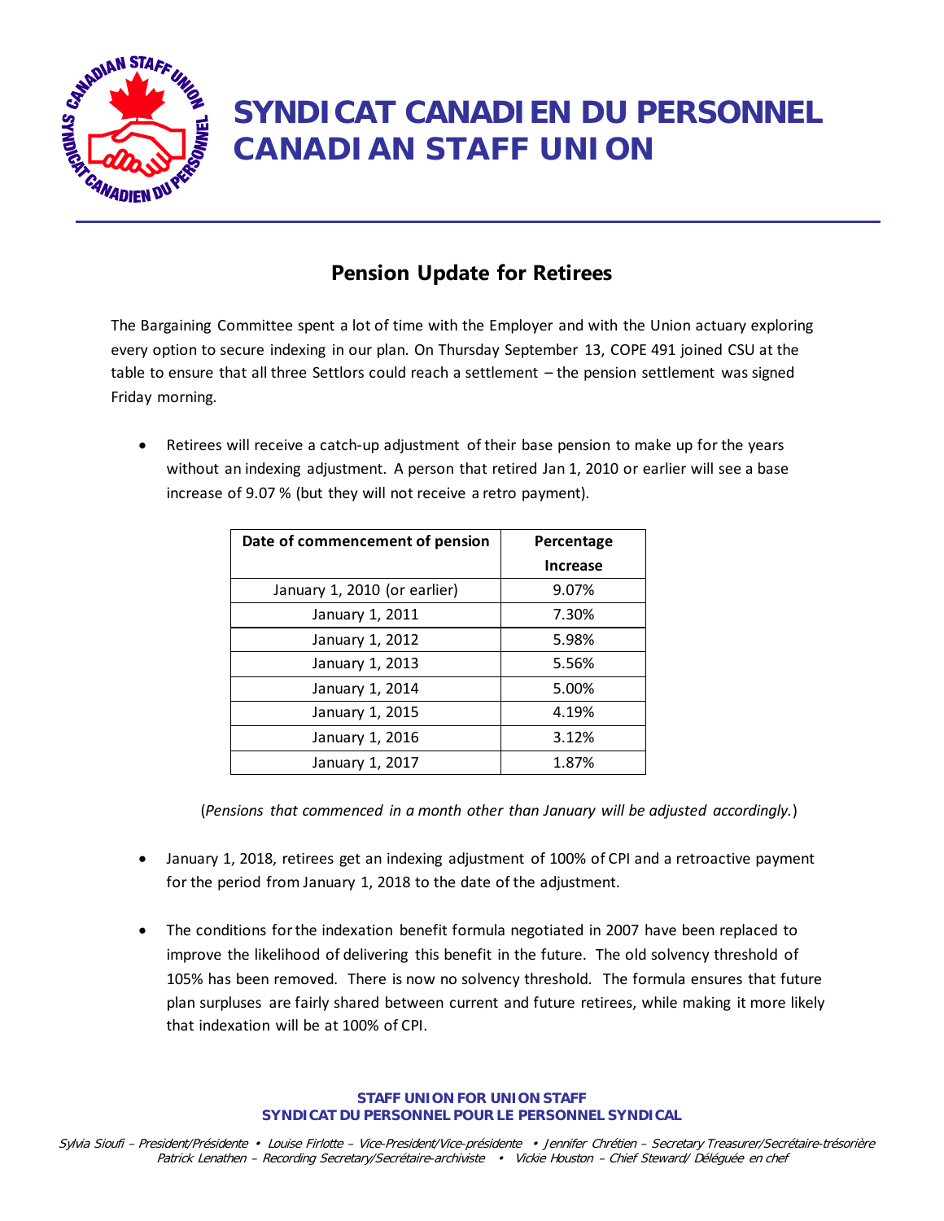# SYNDICAT CANADIEN DU PERSONNEL
# CANADIAN STAFF UNION

## Pension Update for Retirees

The Bargaining Committee spent a lot of time with the Employer and with the Union actuary exploring every option to secure indexing in our plan. On Thursday September 13, COPE 491 joined CSU at the table to ensure that all three Settlors could reach a settlement – the pension settlement was signed Friday morning.

- Retirees will receive a catch-up adjustment of their base pension to make up for the years without an indexing adjustment. A person that retired Jan 1, 2010 or earlier will see a base increase of 9.07 % (but they will not receive a retro payment).

| Date of commencement of pension | Percentage Increase |
|---|---|
| January 1, 2010 (or earlier) | 9.07% |
| January 1, 2011 | 7.30% |
| January 1, 2012 | 5.98% |
| January 1, 2013 | 5.56% |
| January 1, 2014 | 5.00% |
| January 1, 2015 | 4.19% |
| January 1, 2016 | 3.12% |
| January 1, 2017 | 1.87% |

(*Pensions that commenced in a month other than January will be adjusted accordingly.*)

- January 1, 2018, retirees get an indexing adjustment of 100% of CPI and a retroactive payment for the period from January 1, 2018 to the date of the adjustment.

- The conditions for the indexation benefit formula negotiated in 2007 have been replaced to improve the likelihood of delivering this benefit in the future. The old solvency threshold of 105% has been removed. There is now no solvency threshold. The formula ensures that future plan surpluses are fairly shared between current and future retirees, while making it more likely that indexation will be at 100% of CPI.

**STAFF UNION FOR UNION STAFF**
**SYNDICAT DU PERSONNEL POUR LE PERSONNEL SYNDICAL**

*Sylvia Sioufi – President/Présidente • Louise Firlotte – Vice-President/Vice-présidente • Jennifer Chrétien – Secretary Treasurer/Secrétaire-trésorière*
*Patrick Lenathen – Recording Secretary/Secrétaire-archiviste • Vickie Houston – Chief Steward/ Déléguée en chef*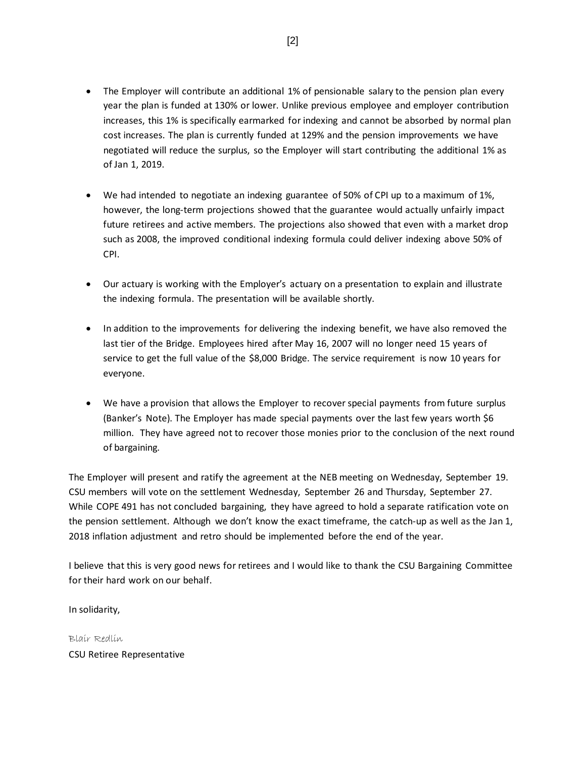- The Employer will contribute an additional 1% of pensionable salary to the pension plan every year the plan is funded at 130% or lower. Unlike previous employee and employer contribution increases, this 1% is specifically earmarked for indexing and cannot be absorbed by normal plan cost increases. The plan is currently funded at 129% and the pension improvements we have negotiated will reduce the surplus, so the Employer will start contributing the additional 1% as of Jan 1, 2019.

- We had intended to negotiate an indexing guarantee of 50% of CPI up to a maximum of 1%, however, the long-term projections showed that the guarantee would actually unfairly impact future retirees and active members. The projections also showed that even with a market drop such as 2008, the improved conditional indexing formula could deliver indexing above 50% of CPI.

- Our actuary is working with the Employer's actuary on a presentation to explain and illustrate the indexing formula. The presentation will be available shortly.

- In addition to the improvements for delivering the indexing benefit, we have also removed the last tier of the Bridge. Employees hired after May 16, 2007 will no longer need 15 years of service to get the full value of the $8,000 Bridge. The service requirement is now 10 years for everyone.

- We have a provision that allows the Employer to recover special payments from future surplus (Banker's Note). The Employer has made special payments over the last few years worth $6 million. They have agreed not to recover those monies prior to the conclusion of the next round of bargaining.

The Employer will present and ratify the agreement at the NEB meeting on Wednesday, September 19. CSU members will vote on the settlement Wednesday, September 26 and Thursday, September 27. While COPE 491 has not concluded bargaining, they have agreed to hold a separate ratification vote on the pension settlement. Although we don't know the exact timeframe, the catch-up as well as the Jan 1, 2018 inflation adjustment and retro should be implemented before the end of the year.

I believe that this is very good news for retirees and I would like to thank the CSU Bargaining Committee for their hard work on our behalf.

In solidarity,

*Blair Redlin*

CSU Retiree Representative